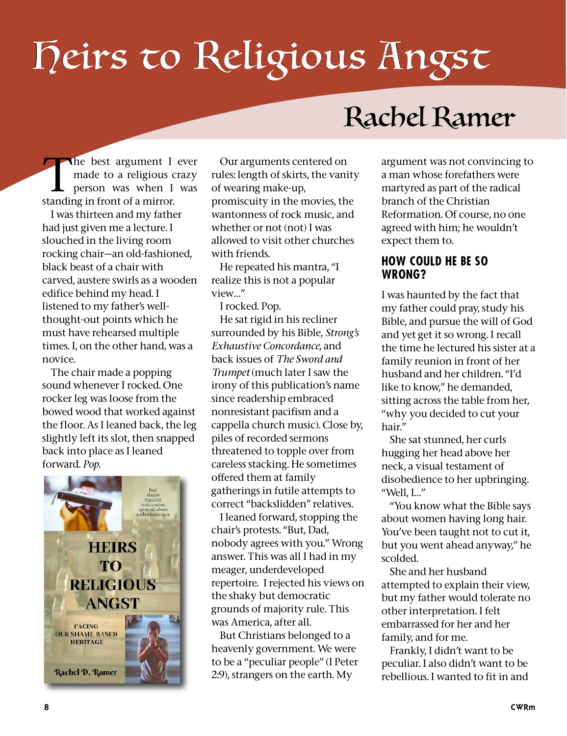# Heirs to Religious Angst

## Rachel Ramer

The best argument I ever made to a religious crazy person was when I was standing in front of a mirror.

I was thirteen and my father had just given me a lecture. I slouched in the living room rocking chair—an old-fashioned, black beast of a chair with carved, austere swirls as a wooden edifice behind my head. I listened to my father's well-thought-out points which he must have rehearsed multiple times. I, on the other hand, was a novice.

The chair made a popping sound whenever I rocked. One rocker leg was loose from the bowed wood that worked against the floor. As I leaned back, the leg slightly left its slot, then snapped back into place as I leaned forward. *Pop.*

Our arguments centered on rules: length of skirts, the vanity of wearing make-up, promiscuity in the movies, the wantonness of rock music, and whether or not (not) I was allowed to visit other churches with friends.

He repeated his mantra, "I realize this is not a popular view..."

I rocked. Pop.

He sat rigid in his recliner surrounded by his Bible, *Strong's Exhaustive Concordance*, and back issues of *The Sword and Trumpet* (much later I saw the irony of this publication's name since readership embraced nonresistant pacifism and a cappella church music). Close by, piles of recorded sermons threatened to topple over from careless stacking. He sometimes offered them at family gatherings in futile attempts to correct "backslidden" relatives.

I leaned forward, stopping the chair's protests. "But, Dad, nobody agrees with you." Wrong answer. This was all I had in my meager, underdeveloped repertoire. I rejected his views on the shaky but democratic grounds of majority rule. This was America, after all.

But Christians belonged to a heavenly government. We were to be a "peculiar people" (I Peter 2:9), strangers on the earth. My argument was not convincing to a man whose forefathers were martyred as part of the radical branch of the Christian Reformation. Of course, no one agreed with him; he wouldn't expect them to.

### HOW COULD HE BE SO WRONG?

I was haunted by the fact that my father could pray, study his Bible, and pursue the will of God and yet get it so wrong. I recall the time he lectured his sister at a family reunion in front of her husband and her children. "I'd like to know," he demanded, sitting across the table from her, "why you decided to cut your hair."

She sat stunned, her curls hugging her head above her neck, a visual testament of disobedience to her upbringing. "Well, I..."

"You know what the Bible says about women having long hair. You've been taught not to cut it, but you went ahead anyway," he scolded.

She and her husband attempted to explain their view, but my father would tolerate no other interpretation. I felt embarrassed for her and her family, and for me.

Frankly, I didn't want to be peculiar. I also didn't want to be rebellious. I wanted to fit in and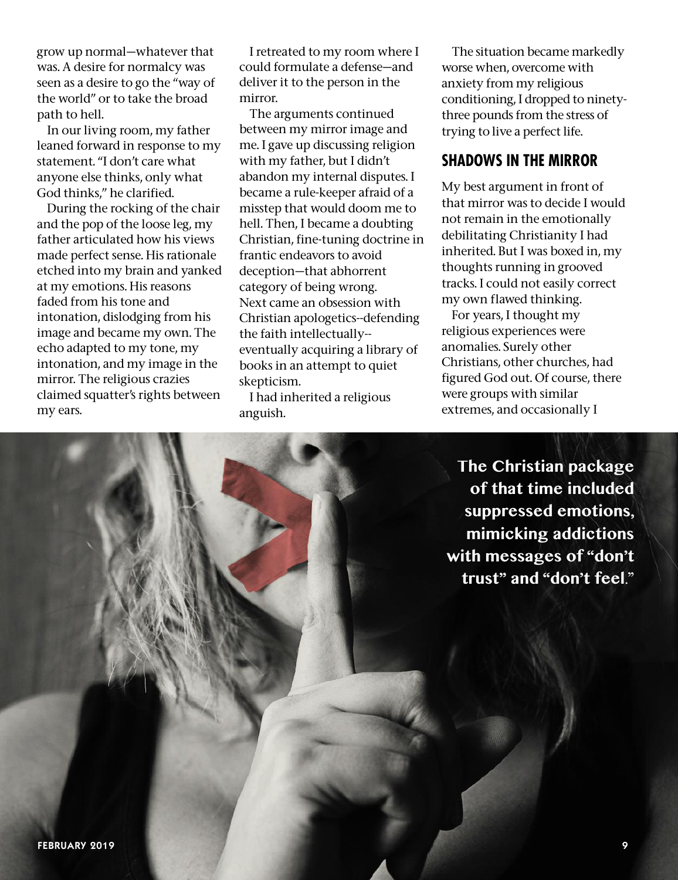grow up normal—whatever that was. A desire for normalcy was seen as a desire to go the "way of the world" or to take the broad path to hell.

In our living room, my father leaned forward in response to my statement. "I don't care what anyone else thinks, only what God thinks," he clarified.

During the rocking of the chair and the pop of the loose leg, my father articulated how his views made perfect sense. His rationale etched into my brain and yanked at my emotions. His reasons faded from his tone and intonation, dislodging from his image and became my own. The echo adapted to my tone, my intonation, and my image in the mirror. The religious crazies claimed squatter's rights between my ears.

I retreated to my room where I could formulate a defense—and deliver it to the person in the mirror.

The arguments continued between my mirror image and me. I gave up discussing religion with my father, but I didn't abandon my internal disputes. I became a rule-keeper afraid of a misstep that would doom me to hell. Then, I became a doubting Christian, fine-tuning doctrine in frantic endeavors to avoid deception—that abhorrent category of being wrong. Next came an obsession with Christian apologetics--defending the faith intellectually--eventually acquiring a library of books in an attempt to quiet skepticism.

I had inherited a religious anguish.

The situation became markedly worse when, overcome with anxiety from my religious conditioning, I dropped to ninety-three pounds from the stress of trying to live a perfect life.

## SHADOWS IN THE MIRROR

My best argument in front of that mirror was to decide I would not remain in the emotionally debilitating Christianity I had inherited. But I was boxed in, my thoughts running in grooved tracks. I could not easily correct my own flawed thinking.

For years, I thought my religious experiences were anomalies. Surely other Christians, other churches, had figured God out. Of course, there were groups with similar extremes, and occasionally I

**The Christian package of that time included suppressed emotions, mimicking addictions with messages of "don't trust" and "don't feel."**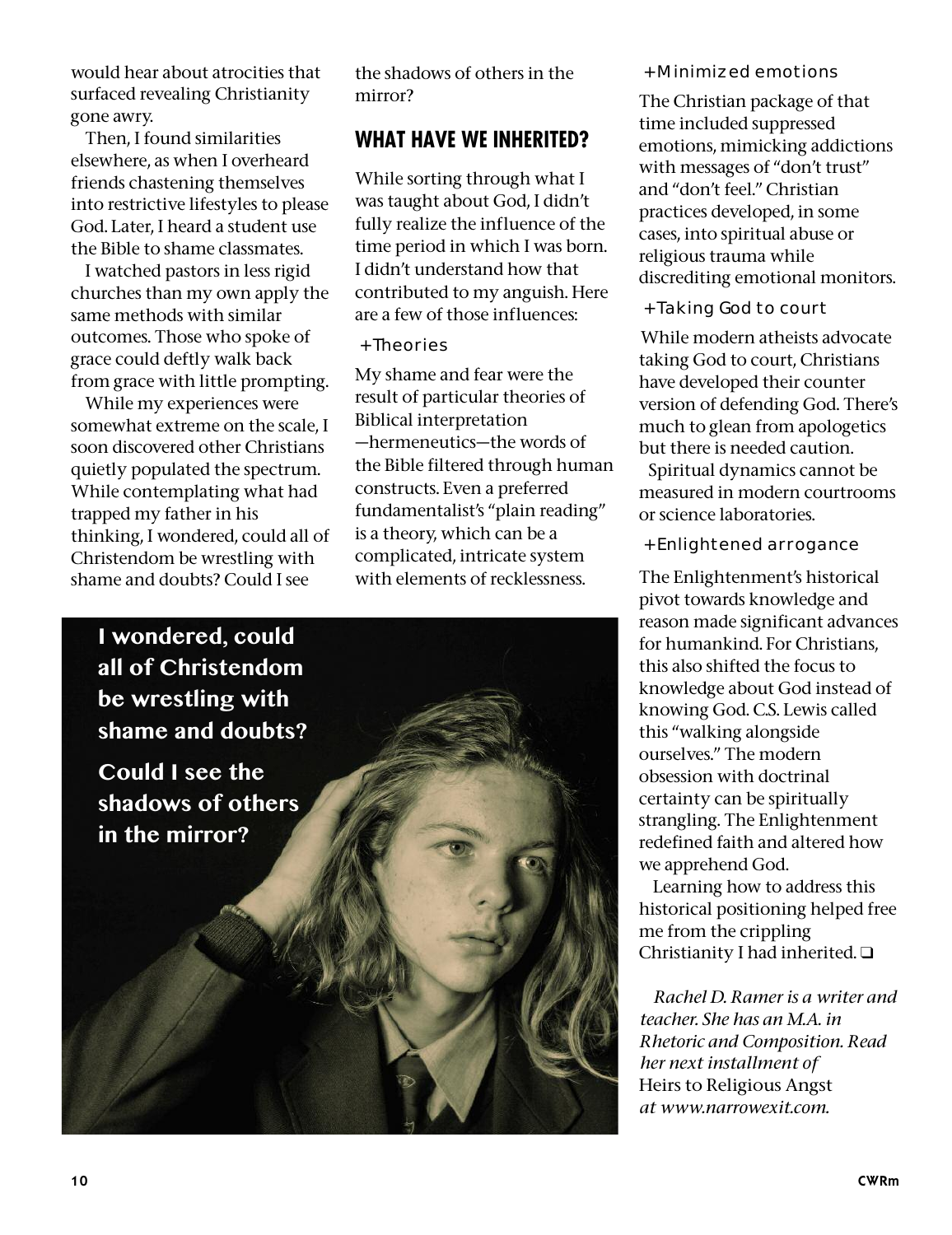would hear about atrocities that surfaced revealing Christianity gone awry.

Then, I found similarities elsewhere, as when I overheard friends chastening themselves into restrictive lifestyles to please God. Later, I heard a student use the Bible to shame classmates.

I watched pastors in less rigid churches than my own apply the same methods with similar outcomes. Those who spoke of grace could deftly walk back from grace with little prompting.

While my experiences were somewhat extreme on the scale, I soon discovered other Christians quietly populated the spectrum. While contemplating what had trapped my father in his thinking, I wondered, could all of Christendom be wrestling with shame and doubts? Could I see the shadows of others in the mirror?

## WHAT HAVE WE INHERITED?

While sorting through what I was taught about God, I didn't fully realize the influence of the time period in which I was born. I didn't understand how that contributed to my anguish. Here are a few of those influences:

### +Theories

My shame and fear were the result of particular theories of Biblical interpretation—hermeneutics—the words of the Bible filtered through human constructs. Even a preferred fundamentalist's "plain reading" is a theory, which can be a complicated, intricate system with elements of recklessness.

**I wondered, could all of Christendom be wrestling with shame and doubts?**

**Could I see the shadows of others in the mirror?**

### +Minimized emotions

The Christian package of that time included suppressed emotions, mimicking addictions with messages of "don't trust" and "don't feel." Christian practices developed, in some cases, into spiritual abuse or religious trauma while discrediting emotional monitors.

### +Taking God to court

While modern atheists advocate taking God to court, Christians have developed their counter version of defending God. There's much to glean from apologetics but there is needed caution.

Spiritual dynamics cannot be measured in modern courtrooms or science laboratories.

### +Enlightened arrogance

The Enlightenment's historical pivot towards knowledge and reason made significant advances for humankind. For Christians, this also shifted the focus to knowledge about God instead of knowing God. C.S. Lewis called this "walking alongside ourselves." The modern obsession with doctrinal certainty can be spiritually strangling. The Enlightenment redefined faith and altered how we apprehend God.

Learning how to address this historical positioning helped free me from the crippling Christianity I had inherited. ❑

*Rachel D. Ramer is a writer and teacher. She has an M.A. in Rhetoric and Composition. Read her next installment of* Heirs to Religious Angst *at www.narrowexit.com.*